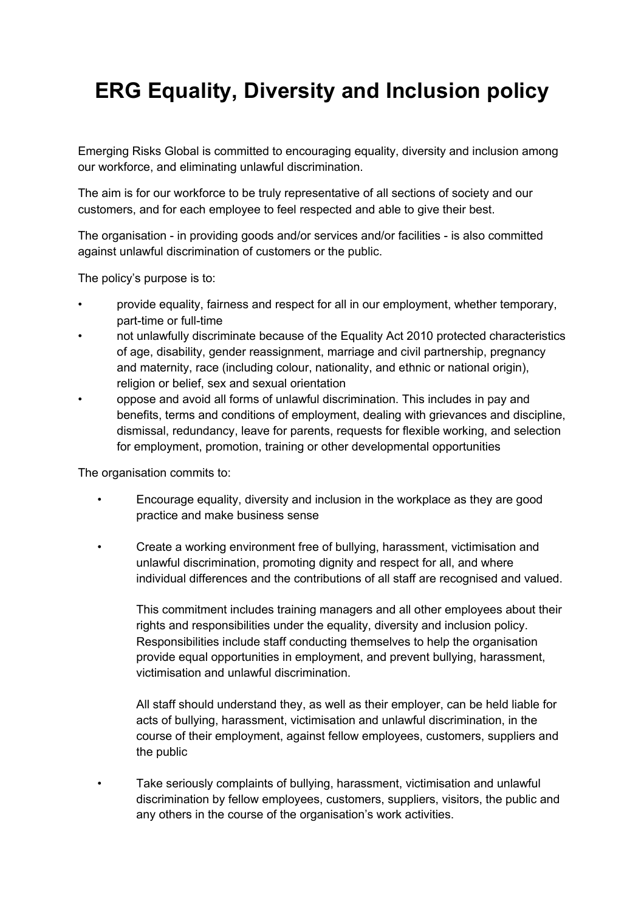# ERG Equality, Diversity and Inclusion policy

Emerging Risks Global is committed to encouraging equality, diversity and inclusion among our workforce, and eliminating unlawful discrimination.

The aim is for our workforce to be truly representative of all sections of society and our customers, and for each employee to feel respected and able to give their best.

The organisation - in providing goods and/or services and/or facilities - is also committed against unlawful discrimination of customers or the public.

The policy's purpose is to:

- provide equality, fairness and respect for all in our employment, whether temporary, part-time or full-time
- not unlawfully discriminate because of the Equality Act 2010 protected characteristics of age, disability, gender reassignment, marriage and civil partnership, pregnancy and maternity, race (including colour, nationality, and ethnic or national origin), religion or belief, sex and sexual orientation
- oppose and avoid all forms of unlawful discrimination. This includes in pay and benefits, terms and conditions of employment, dealing with grievances and discipline, dismissal, redundancy, leave for parents, requests for flexible working, and selection for employment, promotion, training or other developmental opportunities

The organisation commits to:

- Encourage equality, diversity and inclusion in the workplace as they are good practice and make business sense

- Create a working environment free of bullying, harassment, victimisation and unlawful discrimination, promoting dignity and respect for all, and where individual differences and the contributions of all staff are recognised and valued.

  This commitment includes training managers and all other employees about their rights and responsibilities under the equality, diversity and inclusion policy. Responsibilities include staff conducting themselves to help the organisation provide equal opportunities in employment, and prevent bullying, harassment, victimisation and unlawful discrimination.

  All staff should understand they, as well as their employer, can be held liable for acts of bullying, harassment, victimisation and unlawful discrimination, in the course of their employment, against fellow employees, customers, suppliers and the public

- Take seriously complaints of bullying, harassment, victimisation and unlawful discrimination by fellow employees, customers, suppliers, visitors, the public and any others in the course of the organisation's work activities.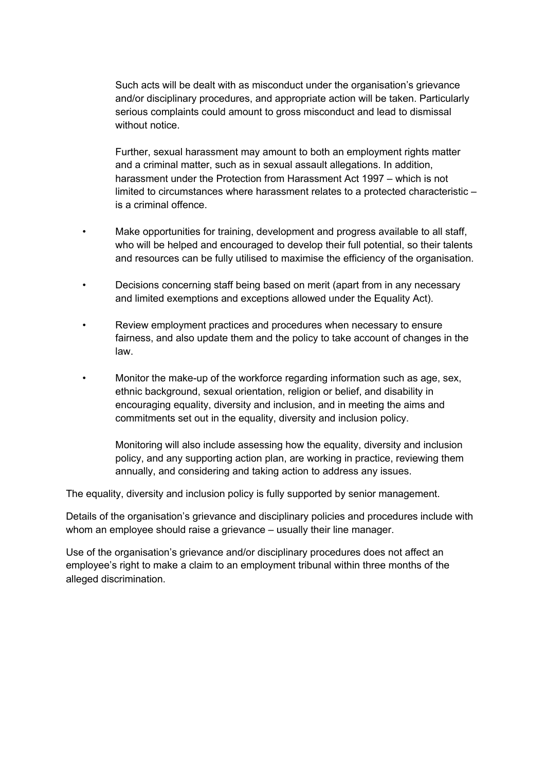Such acts will be dealt with as misconduct under the organisation's grievance and/or disciplinary procedures, and appropriate action will be taken. Particularly serious complaints could amount to gross misconduct and lead to dismissal without notice.

Further, sexual harassment may amount to both an employment rights matter and a criminal matter, such as in sexual assault allegations. In addition, harassment under the Protection from Harassment Act 1997 – which is not limited to circumstances where harassment relates to a protected characteristic – is a criminal offence.

- Make opportunities for training, development and progress available to all staff, who will be helped and encouraged to develop their full potential, so their talents and resources can be fully utilised to maximise the efficiency of the organisation.
- Decisions concerning staff being based on merit (apart from in any necessary and limited exemptions and exceptions allowed under the Equality Act).
- Review employment practices and procedures when necessary to ensure fairness, and also update them and the policy to take account of changes in the law.
- Monitor the make-up of the workforce regarding information such as age, sex, ethnic background, sexual orientation, religion or belief, and disability in encouraging equality, diversity and inclusion, and in meeting the aims and commitments set out in the equality, diversity and inclusion policy.

  Monitoring will also include assessing how the equality, diversity and inclusion policy, and any supporting action plan, are working in practice, reviewing them annually, and considering and taking action to address any issues.

The equality, diversity and inclusion policy is fully supported by senior management.

Details of the organisation's grievance and disciplinary policies and procedures include with whom an employee should raise a grievance – usually their line manager.

Use of the organisation's grievance and/or disciplinary procedures does not affect an employee's right to make a claim to an employment tribunal within three months of the alleged discrimination.